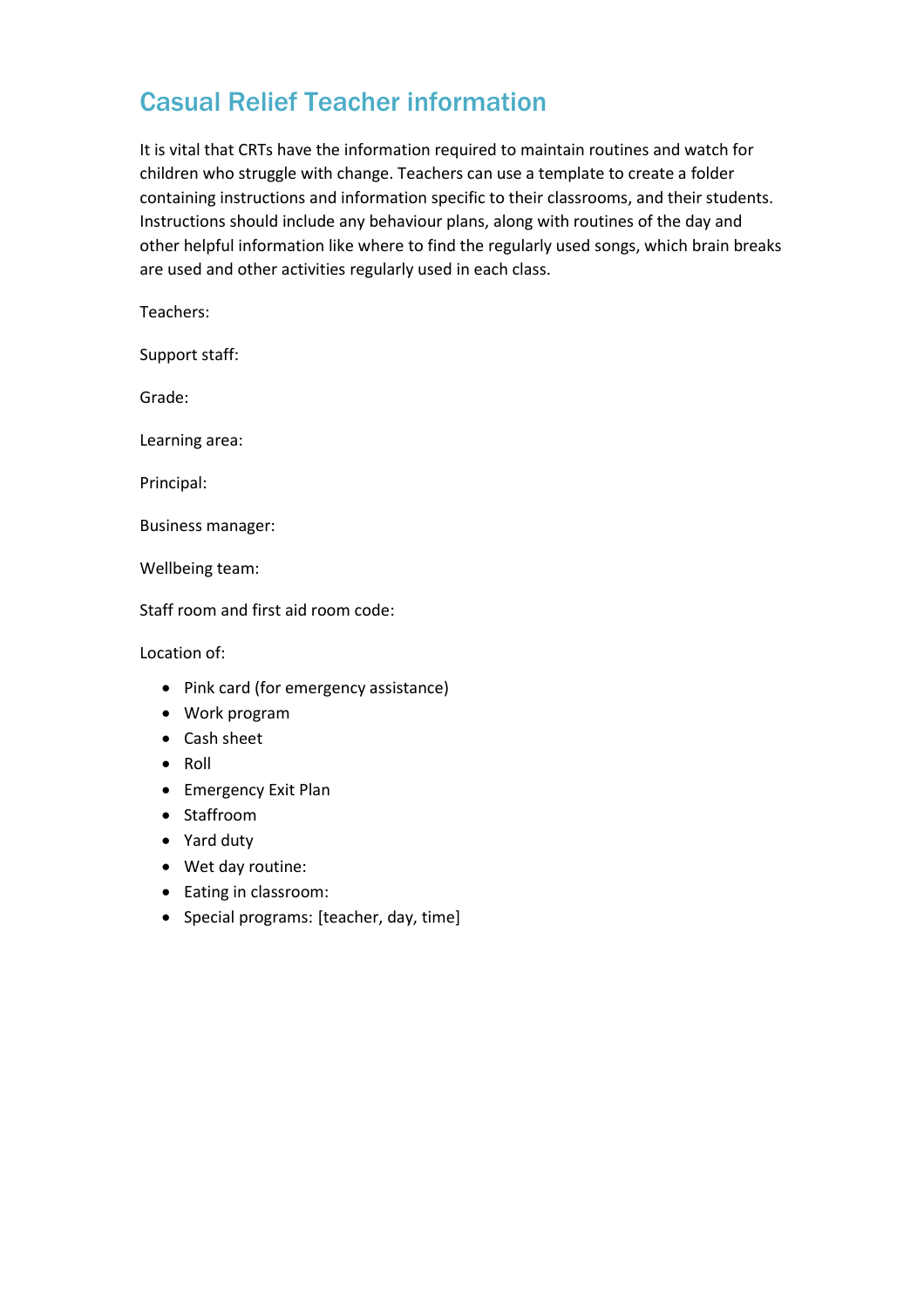# Casual Relief Teacher information

It is vital that CRTs have the information required to maintain routines and watch for children who struggle with change. Teachers can use a template to create a folder containing instructions and information specific to their classrooms, and their students. Instructions should include any behaviour plans, along with routines of the day and other helpful information like where to find the regularly used songs, which brain breaks are used and other activities regularly used in each class.

Teachers:

Support staff:

Grade:

Learning area:

Principal:

Business manager:

Wellbeing team:

Staff room and first aid room code:

Location of:

- Pink card (for emergency assistance)
- Work program
- Cash sheet
- Roll
- Emergency Exit Plan
- Staffroom
- Yard duty
- Wet day routine:
- Eating in classroom:
- Special programs: [teacher, day, time]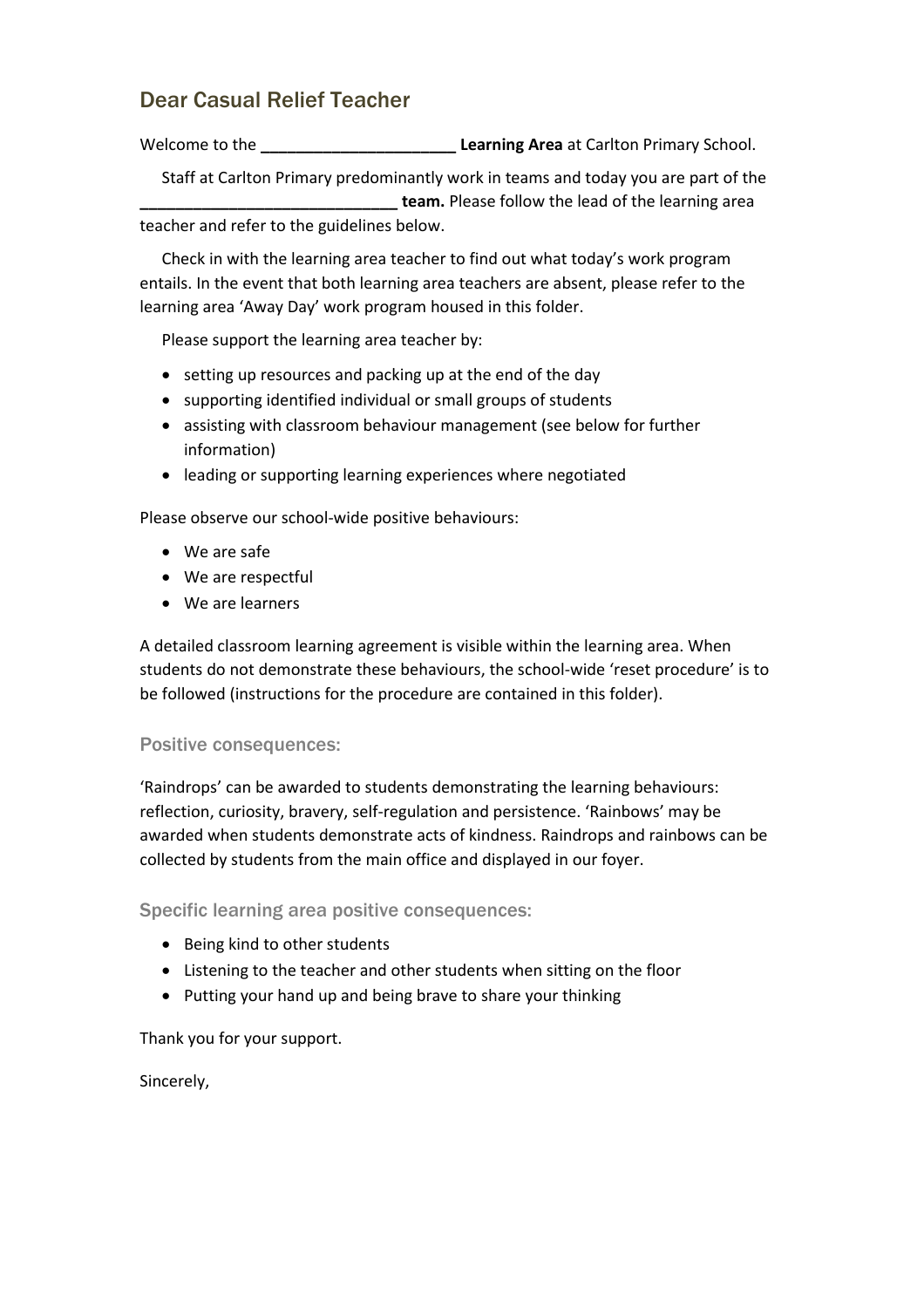## Dear Casual Relief Teacher

Welcome to the **______________________ Learning Area** at Carlton Primary School.

Staff at Carlton Primary predominantly work in teams and today you are part of the **_____________________________ team.** Please follow the lead of the learning area teacher and refer to the guidelines below.

Check in with the learning area teacher to find out what today's work program entails. In the event that both learning area teachers are absent, please refer to the learning area 'Away Day' work program housed in this folder.

Please support the learning area teacher by:

- setting up resources and packing up at the end of the day
- supporting identified individual or small groups of students
- assisting with classroom behaviour management (see below for further information)
- leading or supporting learning experiences where negotiated

Please observe our school-wide positive behaviours:

- We are safe
- We are respectful
- We are learners

A detailed classroom learning agreement is visible within the learning area. When students do not demonstrate these behaviours, the school-wide 'reset procedure' is to be followed (instructions for the procedure are contained in this folder).

### Positive consequences:

'Raindrops' can be awarded to students demonstrating the learning behaviours: reflection, curiosity, bravery, self-regulation and persistence. 'Rainbows' may be awarded when students demonstrate acts of kindness. Raindrops and rainbows can be collected by students from the main office and displayed in our foyer.

### Specific learning area positive consequences:

- Being kind to other students
- Listening to the teacher and other students when sitting on the floor
- Putting your hand up and being brave to share your thinking

Thank you for your support.

Sincerely,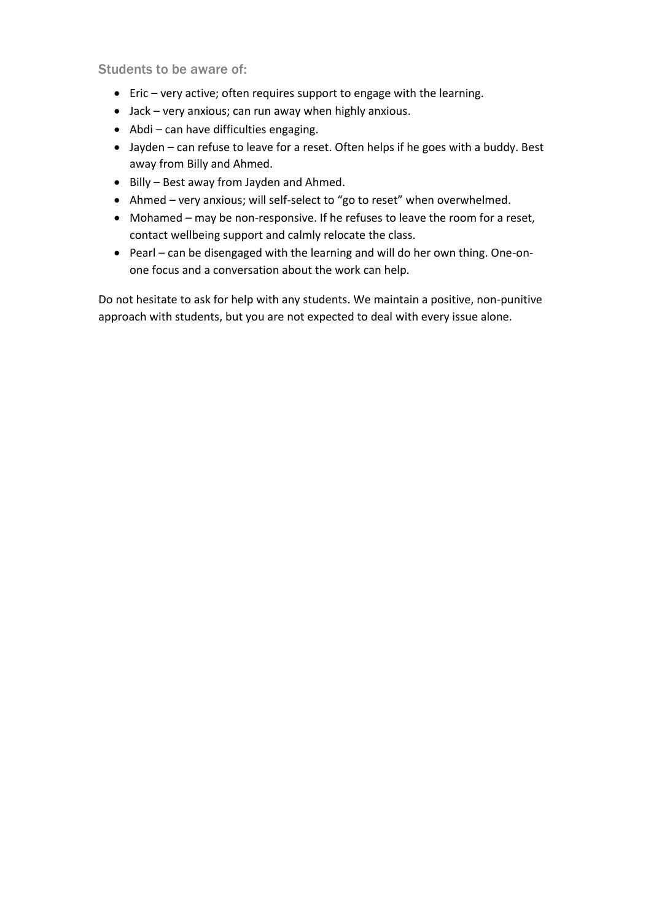## Students to be aware of:

- Eric – very active; often requires support to engage with the learning.
- Jack – very anxious; can run away when highly anxious.
- Abdi – can have difficulties engaging.
- Jayden – can refuse to leave for a reset. Often helps if he goes with a buddy. Best away from Billy and Ahmed.
- Billy – Best away from Jayden and Ahmed.
- Ahmed – very anxious; will self-select to "go to reset" when overwhelmed.
- Mohamed – may be non-responsive. If he refuses to leave the room for a reset, contact wellbeing support and calmly relocate the class.
- Pearl – can be disengaged with the learning and will do her own thing. One-on-one focus and a conversation about the work can help.

Do not hesitate to ask for help with any students. We maintain a positive, non-punitive approach with students, but you are not expected to deal with every issue alone.